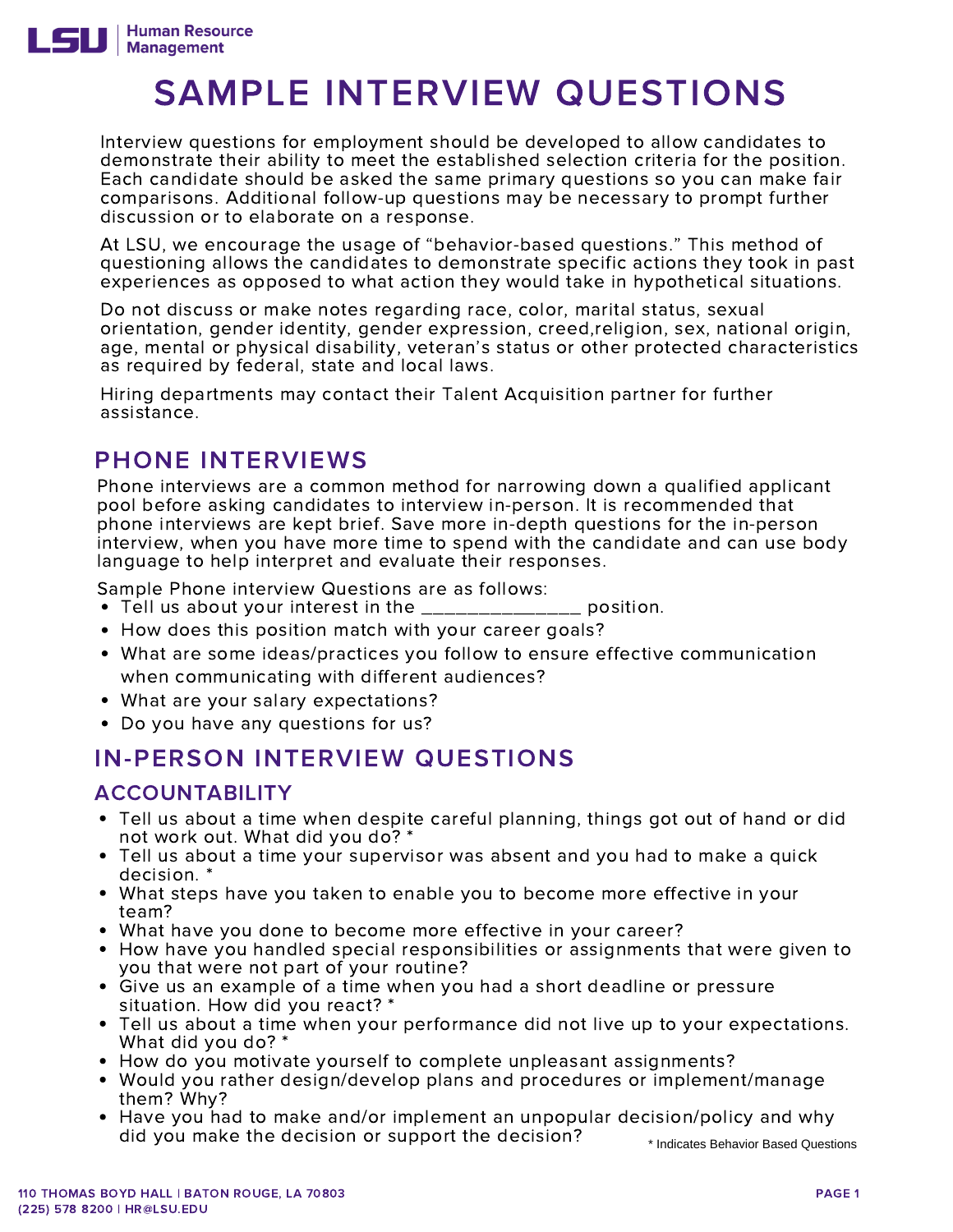# SAMPLE INTERVIEW QUESTIONS

Interview questions for employment should be developed to allow candidates to demonstrate their ability to meet the established selection criteria for the position. Each candidate should be asked the same primary questions so you can make fair comparisons. Additional follow-up questions may be necessary to prompt further discussion or to elaborate on a response.

At LSU, we encourage the usage of "behavior-based questions." This method of questioning allows the candidates to demonstrate specific actions they took in past experiences as opposed to what action they would take in hypothetical situations.

Do not discuss or make notes regarding race, color, marital status, sexual orientation, gender identity, gender expression, creed,religion, sex, national origin, age, mental or physical disability, veteran's status or other protected characteristics as required by federal, state and local laws.

Hiring departments may contact their Talent Acquisition partner for further assistance.

## PHONE INTERVIEWS

Phone interviews are a common method for narrowing down a qualified applicant pool before asking candidates to interview in-person. It is recommended that phone interviews are kept brief. Save more in-depth questions for the in-person interview, when you have more time to spend with the candidate and can use body language to help interpret and evaluate their responses.

Sample Phone interview Questions are as follows:

- Tell us about your interest in the _______________ position.
- How does this position match with your career goals?
- What are some ideas/practices you follow to ensure effective communication when communicating with different audiences?
- What are your salary expectations?
- Do you have any questions for us?

## IN-PERSON INTERVIEW QUESTIONS

### ACCOUNTABILITY

- Tell us about a time when despite careful planning, things got out of hand or did not work out. What did you do? *
- Tell us about a time your supervisor was absent and you had to make a quick decision. *
- What steps have you taken to enable you to become more effective in your team?
- What have you done to become more effective in your career?
- How have you handled special responsibilities or assignments that were given to you that were not part of your routine?
- Give us an example of a time when you had a short deadline or pressure situation. How did you react? *
- Tell us about a time when your performance did not live up to your expectations. What did you do? *
- How do you motivate yourself to complete unpleasant assignments?
- Would you rather design/develop plans and procedures or implement/manage them? Why?
- Have you had to make and/or implement an unpopular decision/policy and why did you make the decision or support the decision?

* Indicates Behavior Based Questions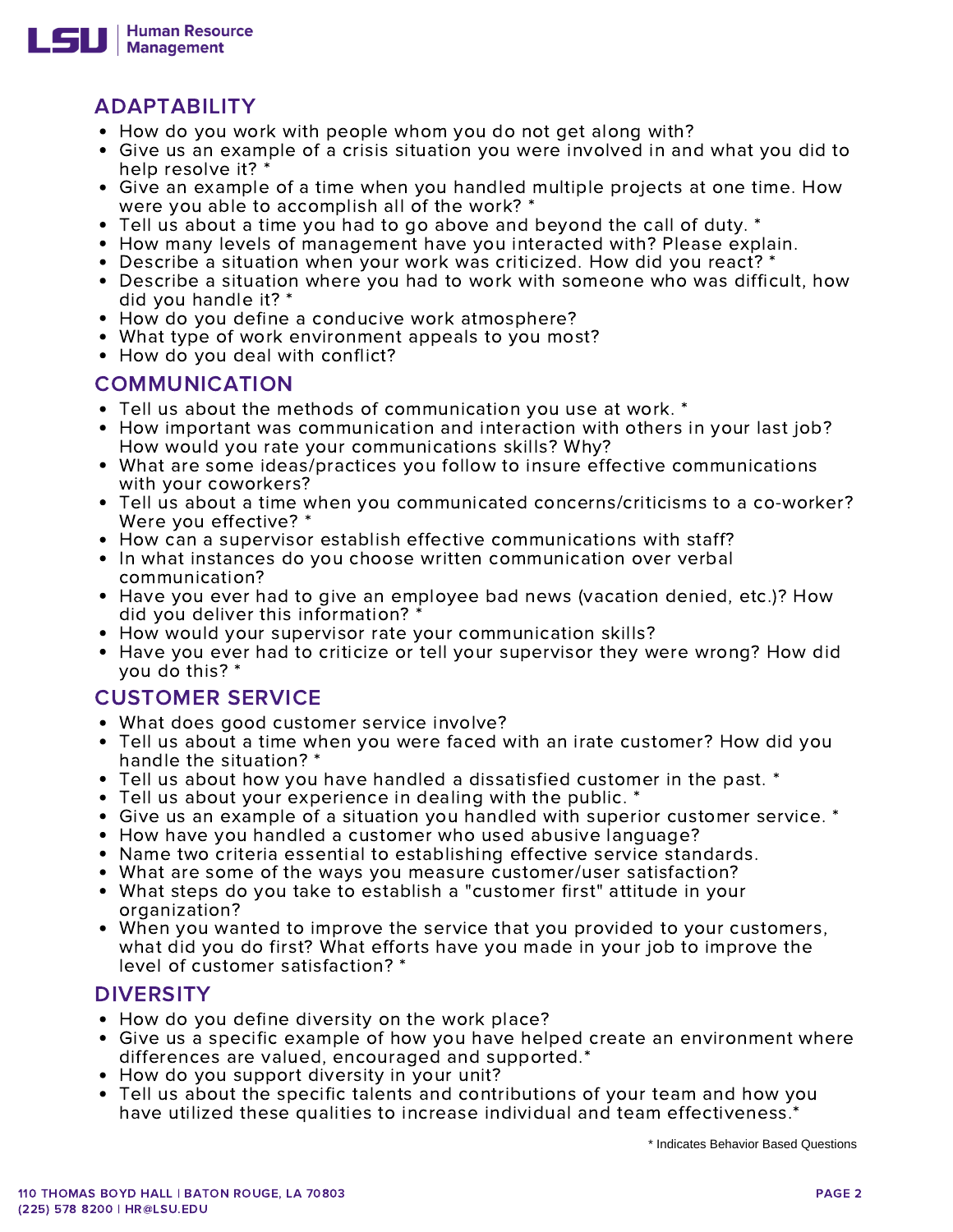## ADAPTABILITY

- How do you work with people whom you do not get along with?
- Give us an example of a crisis situation you were involved in and what you did to help resolve it? *
- Give an example of a time when you handled multiple projects at one time. How were you able to accomplish all of the work? *
- Tell us about a time you had to go above and beyond the call of duty. *
- How many levels of management have you interacted with? Please explain.
- Describe a situation when your work was criticized. How did you react? *
- Describe a situation where you had to work with someone who was difficult, how did you handle it? *
- How do you define a conducive work atmosphere?
- What type of work environment appeals to you most?
- How do you deal with conflict?

## COMMUNICATION

- Tell us about the methods of communication you use at work. *
- How important was communication and interaction with others in your last job? How would you rate your communications skills? Why?
- What are some ideas/practices you follow to insure effective communications with your coworkers?
- Tell us about a time when you communicated concerns/criticisms to a co-worker? Were you effective? *
- How can a supervisor establish effective communications with staff?
- In what instances do you choose written communication over verbal communication?
- Have you ever had to give an employee bad news (vacation denied, etc.)? How did you deliver this information? *
- How would your supervisor rate your communication skills?
- Have you ever had to criticize or tell your supervisor they were wrong? How did you do this? *

## CUSTOMER SERVICE

- What does good customer service involve?
- Tell us about a time when you were faced with an irate customer? How did you handle the situation? *
- Tell us about how you have handled a dissatisfied customer in the past. *
- Tell us about your experience in dealing with the public. *
- Give us an example of a situation you handled with superior customer service. *
- How have you handled a customer who used abusive language?
- Name two criteria essential to establishing effective service standards.
- What are some of the ways you measure customer/user satisfaction?
- What steps do you take to establish a "customer first" attitude in your organization?
- When you wanted to improve the service that you provided to your customers, what did you do first? What efforts have you made in your job to improve the level of customer satisfaction? *

## DIVERSITY

- How do you define diversity on the work place?
- Give us a specific example of how you have helped create an environment where differences are valued, encouraged and supported.*
- How do you support diversity in your unit?
- Tell us about the specific talents and contributions of your team and how you have utilized these qualities to increase individual and team effectiveness.*

\* Indicates Behavior Based Questions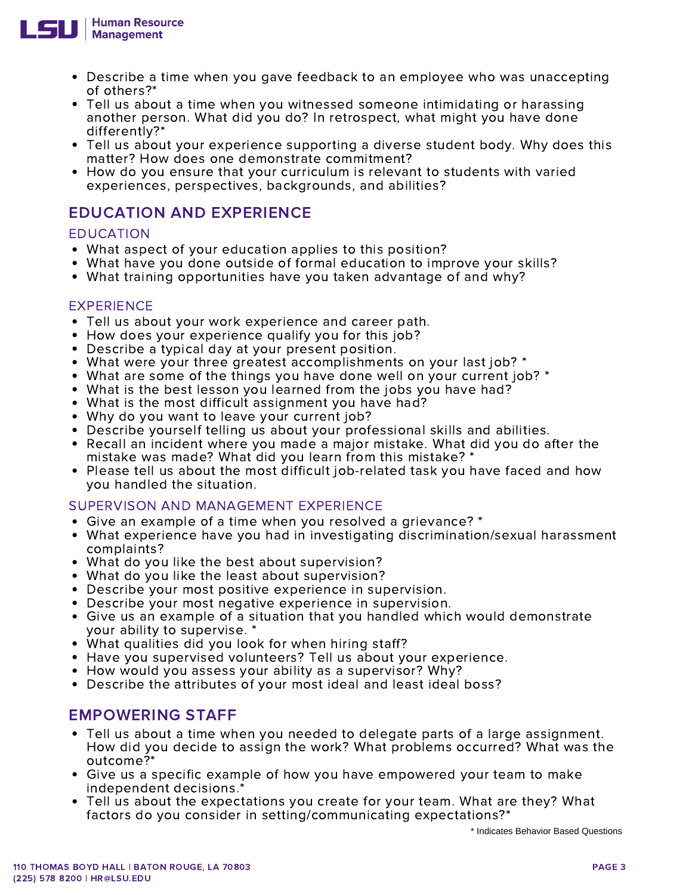- Describe a time when you gave feedback to an employee who was unaccepting of others?*
- Tell us about a time when you witnessed someone intimidating or harassing another person. What did you do? In retrospect, what might you have done differently?*
- Tell us about your experience supporting a diverse student body. Why does this matter? How does one demonstrate commitment?
- How do you ensure that your curriculum is relevant to students with varied experiences, perspectives, backgrounds, and abilities?

## EDUCATION AND EXPERIENCE

### EDUCATION

- What aspect of your education applies to this position?
- What have you done outside of formal education to improve your skills?
- What training opportunities have you taken advantage of and why?

### EXPERIENCE

- Tell us about your work experience and career path.
- How does your experience qualify you for this job?
- Describe a typical day at your present position.
- What were your three greatest accomplishments on your last job? *
- What are some of the things you have done well on your current job? *
- What is the best lesson you learned from the jobs you have had?
- What is the most difficult assignment you have had?
- Why do you want to leave your current job?
- Describe yourself telling us about your professional skills and abilities.
- Recall an incident where you made a major mistake. What did you do after the mistake was made? What did you learn from this mistake? *
- Please tell us about the most difficult job-related task you have faced and how you handled the situation.

### SUPERVISON AND MANAGEMENT EXPERIENCE

- Give an example of a time when you resolved a grievance? *
- What experience have you had in investigating discrimination/sexual harassment complaints?
- What do you like the best about supervision?
- What do you like the least about supervision?
- Describe your most positive experience in supervision.
- Describe your most negative experience in supervision.
- Give us an example of a situation that you handled which would demonstrate your ability to supervise. *
- What qualities did you look for when hiring staff?
- Have you supervised volunteers? Tell us about your experience.
- How would you assess your ability as a supervisor? Why?
- Describe the attributes of your most ideal and least ideal boss?

## EMPOWERING STAFF

- Tell us about a time when you needed to delegate parts of a large assignment. How did you decide to assign the work? What problems occurred? What was the outcome?*
- Give us a specific example of how you have empowered your team to make independent decisions.*
- Tell us about the expectations you create for your team. What are they? What factors do you consider in setting/communicating expectations?*

\* Indicates Behavior Based Questions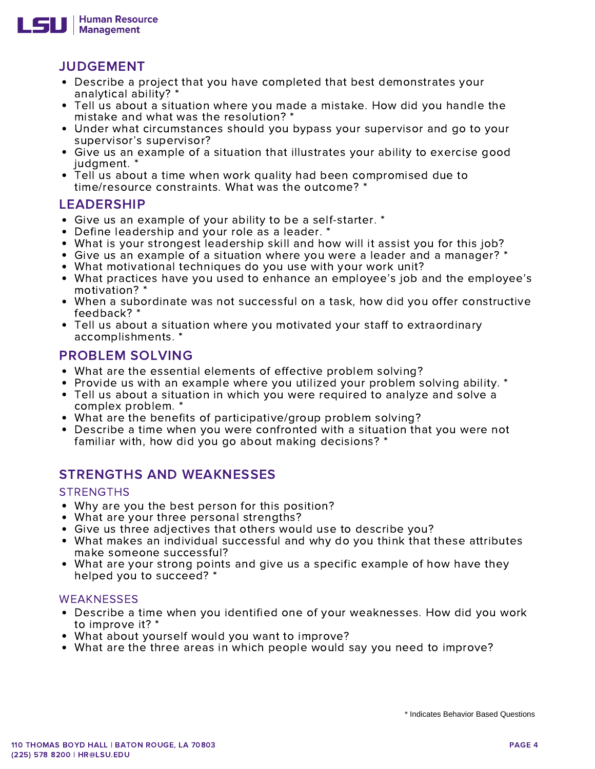## JUDGEMENT

- Describe a project that you have completed that best demonstrates your analytical ability? *
- Tell us about a situation where you made a mistake. How did you handle the mistake and what was the resolution? *
- Under what circumstances should you bypass your supervisor and go to your supervisor's supervisor?
- Give us an example of a situation that illustrates your ability to exercise good judgment. *
- Tell us about a time when work quality had been compromised due to time/resource constraints. What was the outcome? *

## LEADERSHIP

- Give us an example of your ability to be a self-starter. *
- Define leadership and your role as a leader. *
- What is your strongest leadership skill and how will it assist you for this job?
- Give us an example of a situation where you were a leader and a manager? *
- What motivational techniques do you use with your work unit?
- What practices have you used to enhance an employee's job and the employee's motivation? *
- When a subordinate was not successful on a task, how did you offer constructive feedback? *
- Tell us about a situation where you motivated your staff to extraordinary accomplishments. *

## PROBLEM SOLVING

- What are the essential elements of effective problem solving?
- Provide us with an example where you utilized your problem solving ability. *
- Tell us about a situation in which you were required to analyze and solve a complex problem. *
- What are the benefits of participative/group problem solving?
- Describe a time when you were confronted with a situation that you were not familiar with, how did you go about making decisions? *

## STRENGTHS AND WEAKNESSES

### STRENGTHS

- Why are you the best person for this position?
- What are your three personal strengths?
- Give us three adjectives that others would use to describe you?
- What makes an individual successful and why do you think that these attributes make someone successful?
- What are your strong points and give us a specific example of how have they helped you to succeed? *

### WEAKNESSES

- Describe a time when you identified one of your weaknesses. How did you work to improve it? *
- What about yourself would you want to improve?
- What are the three areas in which people would say you need to improve?

* Indicates Behavior Based Questions